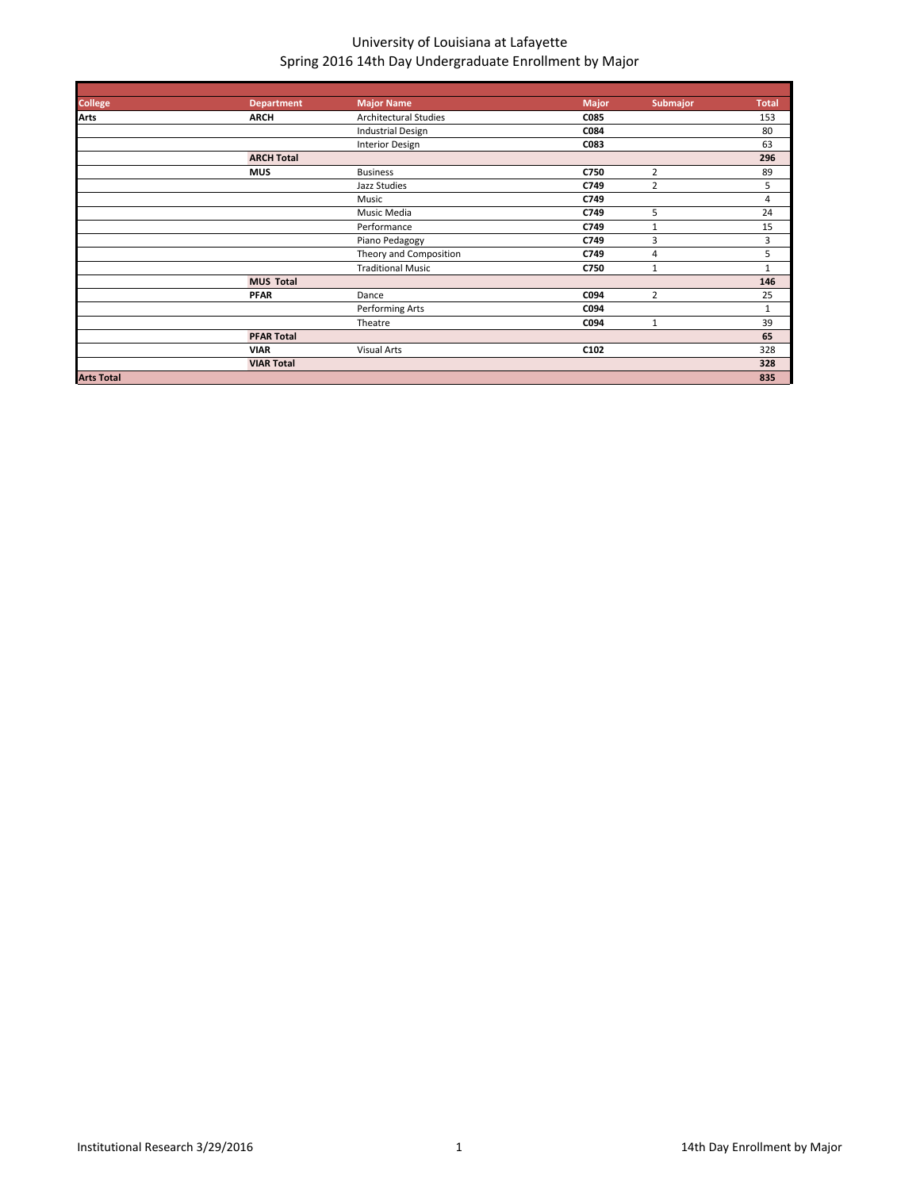# University of Louisiana at Lafayette
## Spring 2016 14th Day Undergraduate Enrollment by Major

| College | Department | Major Name | Major | Submajor | Total |
|---|---|---|---|---|---|
| **Arts** | **ARCH** | Architectural Studies | **C085** | | 153 |
| | | Industrial Design | **C084** | | 80 |
| | | Interior Design | **C083** | | 63 |
| | **ARCH Total** | | | | **296** |
| | **MUS** | Business | **C750** | 2 | 89 |
| | | Jazz Studies | **C749** | 2 | 5 |
| | | Music | **C749** | | 4 |
| | | Music Media | **C749** | 5 | 24 |
| | | Performance | **C749** | 1 | 15 |
| | | Piano Pedagogy | **C749** | 3 | 3 |
| | | Theory and Composition | **C749** | 4 | 5 |
| | | Traditional Music | **C750** | 1 | 1 |
| | **MUS Total** | | | | **146** |
| | **PFAR** | Dance | **C094** | 2 | 25 |
| | | Performing Arts | **C094** | | 1 |
| | | Theatre | **C094** | 1 | 39 |
| | **PFAR Total** | | | | **65** |
| | **VIAR** | Visual Arts | **C102** | | 328 |
| | **VIAR Total** | | | | **328** |
| **Arts Total** | | | | | **835** |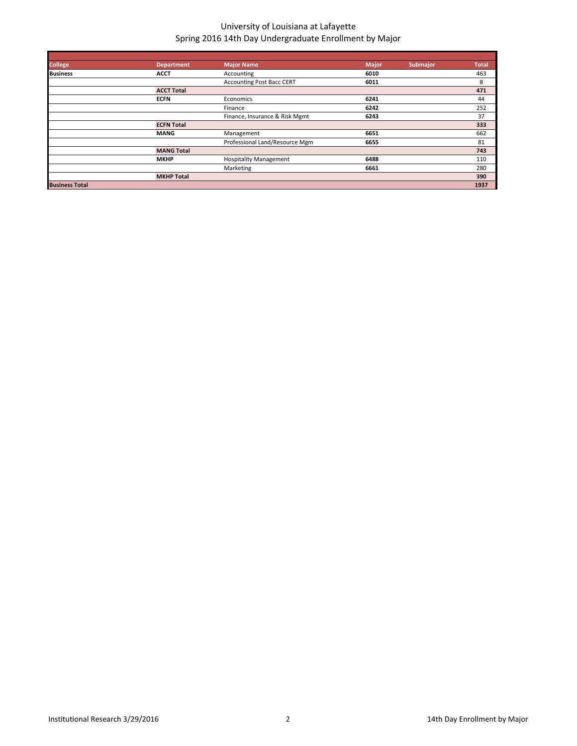# University of Louisiana at Lafayette
## Spring 2016 14th Day Undergraduate Enrollment by Major

| College | Department | Major Name | Major | Submajor | Total |
|---|---|---|---|---|---|
| **Business** | **ACCT** | Accounting | **6010** | | 463 |
| | | Accounting Post Bacc CERT | **6011** | | 8 |
| | **ACCT Total** | | | | **471** |
| | **ECFN** | Economics | **6241** | | 44 |
| | | Finance | **6242** | | 252 |
| | | Finance, Insurance & Risk Mgmt | **6243** | | 37 |
| | **ECFN Total** | | | | **333** |
| | **MANG** | Management | **6651** | | 662 |
| | | Professional Land/Resource Mgm | **6655** | | 81 |
| | **MANG Total** | | | | **743** |
| | **MKHP** | Hospitality Management | **6488** | | 110 |
| | | Marketing | **6661** | | 280 |
| | **MKHP Total** | | | | **390** |
| **Business Total** | | | | | **1937** |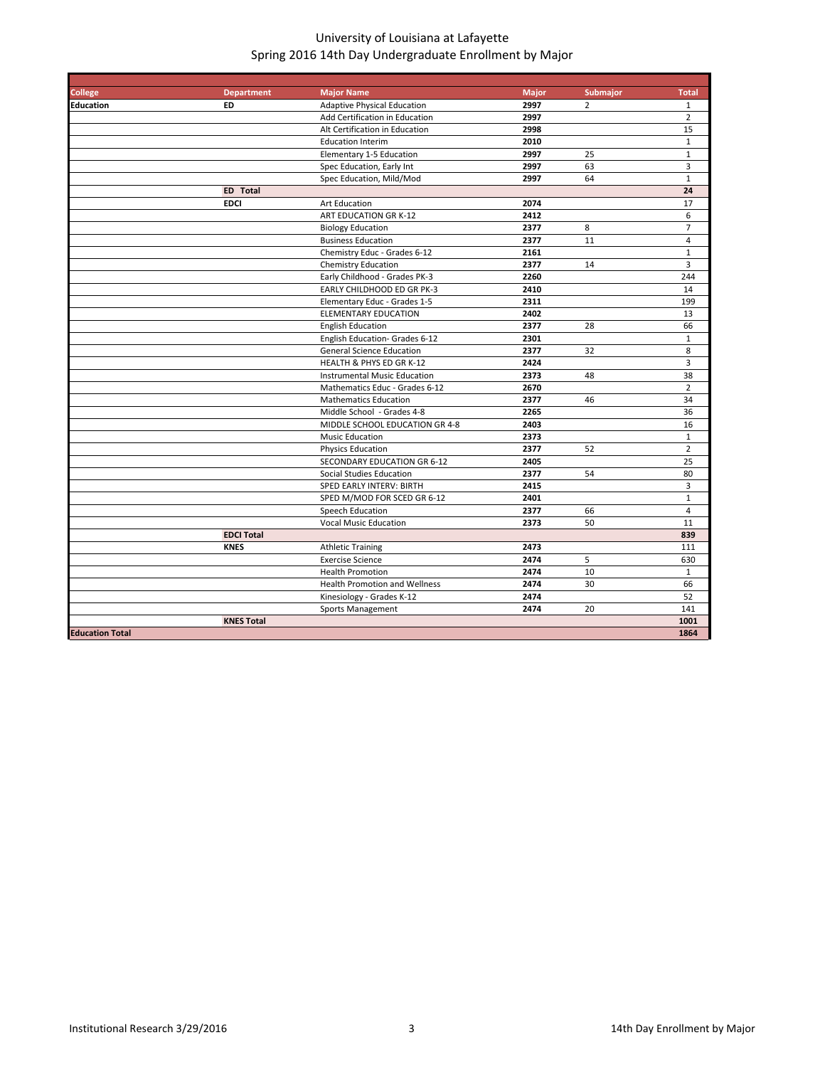# University of Louisiana at Lafayette

## Spring 2016 14th Day Undergraduate Enrollment by Major

| College | Department | Major Name | Major | Submajor | Total |
|---|---|---|---|---|---|
| **Education** | **ED** | Adaptive Physical Education | **2997** | 2 | 1 |
| | | Add Certification in Education | **2997** | | 2 |
| | | Alt Certification in Education | **2998** | | 15 |
| | | Education Interim | **2010** | | 1 |
| | | Elementary 1-5 Education | **2997** | 25 | 1 |
| | | Spec Education, Early Int | **2997** | 63 | 3 |
| | | Spec Education, Mild/Mod | **2997** | 64 | 1 |
| | **ED Total** | | | | **24** |
| | **EDCI** | Art Education | **2074** | | 17 |
| | | ART EDUCATION GR K-12 | **2412** | | 6 |
| | | Biology Education | **2377** | 8 | 7 |
| | | Business Education | **2377** | 11 | 4 |
| | | Chemistry Educ - Grades 6-12 | **2161** | | 1 |
| | | Chemistry Education | **2377** | 14 | 3 |
| | | Early Childhood - Grades PK-3 | **2260** | | 244 |
| | | EARLY CHILDHOOD ED GR PK-3 | **2410** | | 14 |
| | | Elementary Educ - Grades 1-5 | **2311** | | 199 |
| | | ELEMENTARY EDUCATION | **2402** | | 13 |
| | | English Education | **2377** | 28 | 66 |
| | | English Education- Grades 6-12 | **2301** | | 1 |
| | | General Science Education | **2377** | 32 | 8 |
| | | HEALTH & PHYS ED GR K-12 | **2424** | | 3 |
| | | Instrumental Music Education | **2373** | 48 | 38 |
| | | Mathematics Educ - Grades 6-12 | **2670** | | 2 |
| | | Mathematics Education | **2377** | 46 | 34 |
| | | Middle School - Grades 4-8 | **2265** | | 36 |
| | | MIDDLE SCHOOL EDUCATION GR 4-8 | **2403** | | 16 |
| | | Music Education | **2373** | | 1 |
| | | Physics Education | **2377** | 52 | 2 |
| | | SECONDARY EDUCATION GR 6-12 | **2405** | | 25 |
| | | Social Studies Education | **2377** | 54 | 80 |
| | | SPED EARLY INTERV: BIRTH | **2415** | | 3 |
| | | SPED M/MOD FOR SCED GR 6-12 | **2401** | | 1 |
| | | Speech Education | **2377** | 66 | 4 |
| | | Vocal Music Education | **2373** | 50 | 11 |
| | **EDCI Total** | | | | **839** |
| | **KNES** | Athletic Training | **2473** | | 111 |
| | | Exercise Science | **2474** | 5 | 630 |
| | | Health Promotion | **2474** | 10 | 1 |
| | | Health Promotion and Wellness | **2474** | 30 | 66 |
| | | Kinesiology - Grades K-12 | **2474** | | 52 |
| | | Sports Management | **2474** | 20 | 141 |
| | **KNES Total** | | | | **1001** |
| **Education Total** | | | | | **1864** |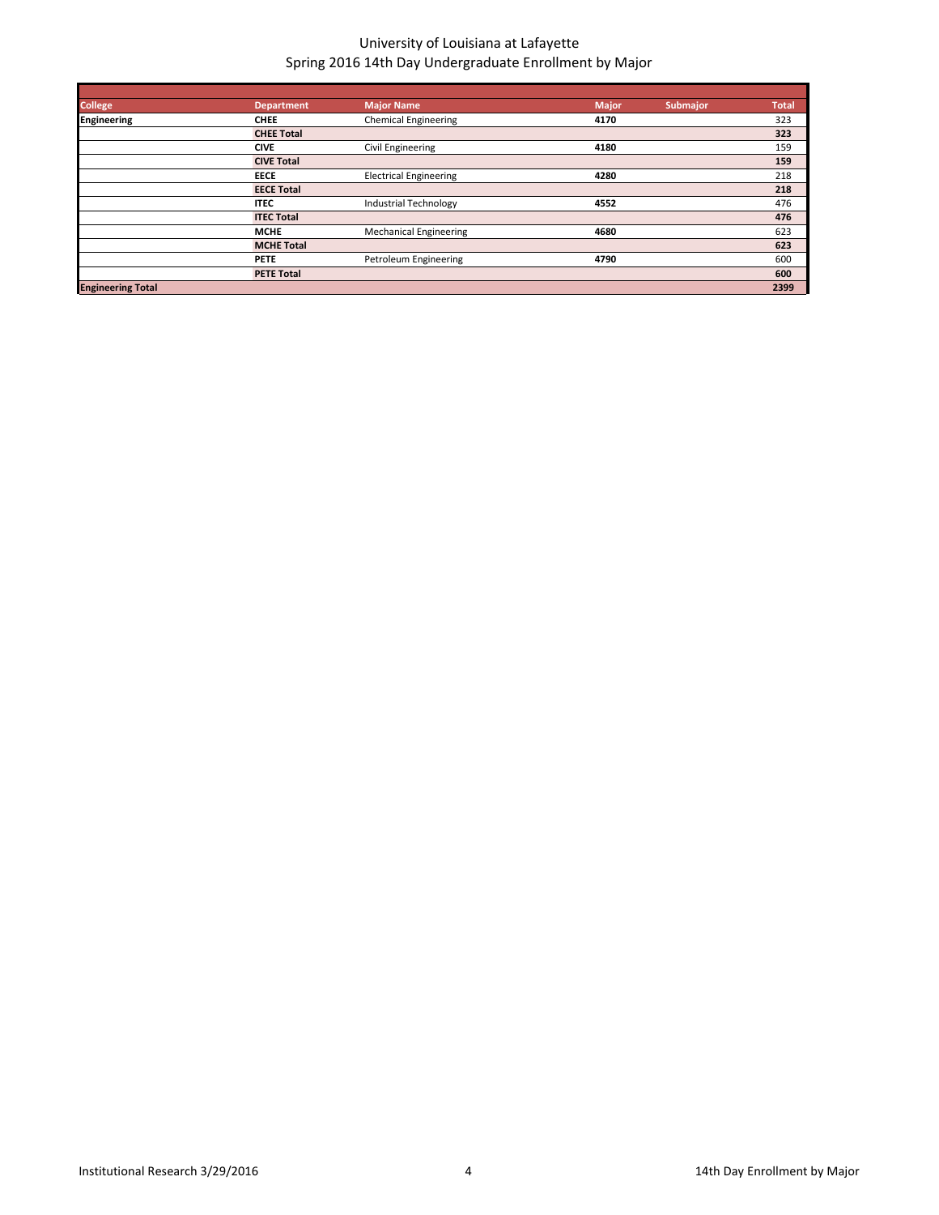# University of Louisiana at Lafayette
## Spring 2016 14th Day Undergraduate Enrollment by Major

| College | Department | Major Name | Major | Submajor | Total |
|---|---|---|---|---|---|
| **Engineering** | **CHEE** | Chemical Engineering | **4170** | | 323 |
| | **CHEE Total** | | | | **323** |
| | **CIVE** | Civil Engineering | **4180** | | 159 |
| | **CIVE Total** | | | | **159** |
| | **EECE** | Electrical Engineering | **4280** | | 218 |
| | **EECE Total** | | | | **218** |
| | **ITEC** | Industrial Technology | **4552** | | 476 |
| | **ITEC Total** | | | | **476** |
| | **MCHE** | Mechanical Engineering | **4680** | | 623 |
| | **MCHE Total** | | | | **623** |
| | **PETE** | Petroleum Engineering | **4790** | | 600 |
| | **PETE Total** | | | | **600** |
| **Engineering Total** | | | | | **2399** |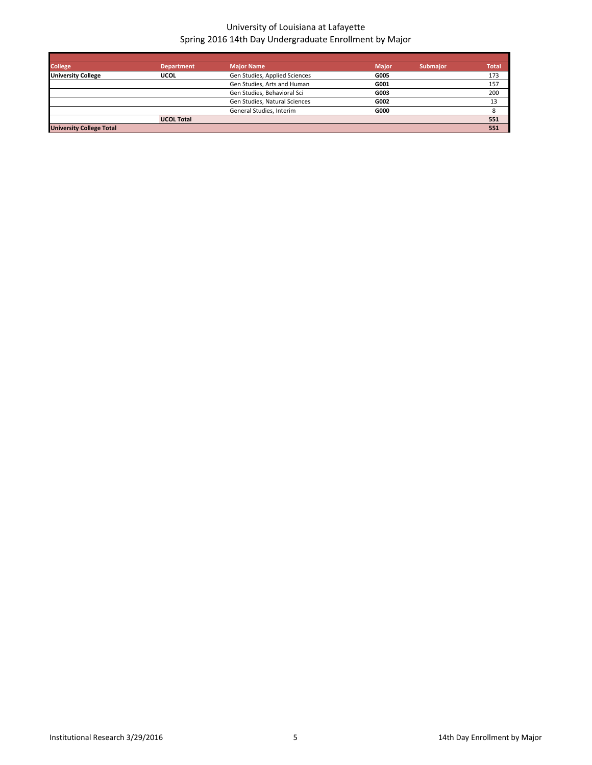# University of Louisiana at Lafayette
## Spring 2016 14th Day Undergraduate Enrollment by Major

| College | Department | Major Name | Major | Submajor | Total |
|---|---|---|---|---|---|
| **University College** | **UCOL** | Gen Studies, Applied Sciences | **G005** | | 173 |
| | | Gen Studies, Arts and Human | **G001** | | 157 |
| | | Gen Studies, Behavioral Sci | **G003** | | 200 |
| | | Gen Studies, Natural Sciences | **G002** | | 13 |
| | | General Studies, Interim | **G000** | | 8 |
| | **UCOL Total** | | | | **551** |
| **University College Total** | | | | | **551** |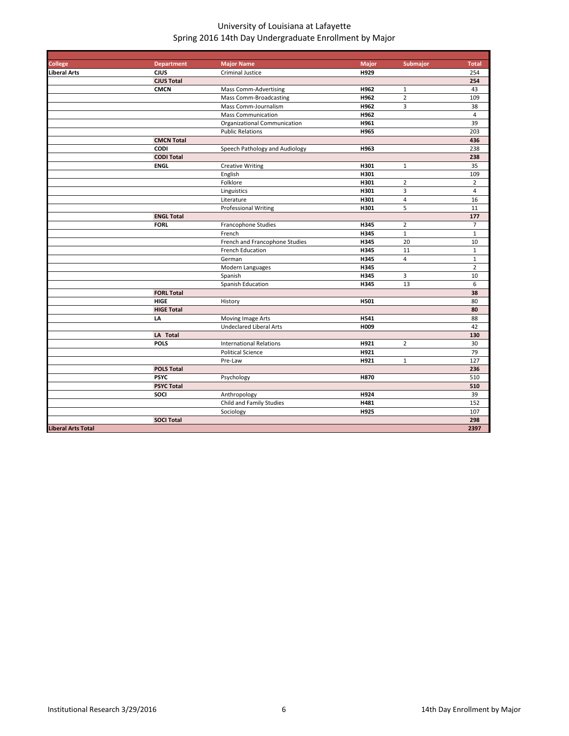# University of Louisiana at Lafayette
## Spring 2016 14th Day Undergraduate Enrollment by Major

| College | Department | Major Name | Major | Submajor | Total |
|---|---|---|---|---|---|
| **Liberal Arts** | **CJUS** | Criminal Justice | **H929** | | 254 |
| | **CJUS Total** | | | | **254** |
| | **CMCN** | Mass Comm-Advertising | **H962** | 1 | 43 |
| | | Mass Comm-Broadcasting | **H962** | 2 | 109 |
| | | Mass Comm-Journalism | **H962** | 3 | 38 |
| | | Mass Communication | **H962** | | 4 |
| | | Organizational Communication | **H961** | | 39 |
| | | Public Relations | **H965** | | 203 |
| | **CMCN Total** | | | | **436** |
| | **CODI** | Speech Pathology and Audiology | **H963** | | 238 |
| | **CODI Total** | | | | **238** |
| | **ENGL** | Creative Writing | **H301** | 1 | 35 |
| | | English | **H301** | | 109 |
| | | Folklore | **H301** | 2 | 2 |
| | | Linguistics | **H301** | 3 | 4 |
| | | Literature | **H301** | 4 | 16 |
| | | Professional Writing | **H301** | 5 | 11 |
| | **ENGL Total** | | | | **177** |
| | **FORL** | Francophone Studies | **H345** | 2 | 7 |
| | | French | **H345** | 1 | 1 |
| | | French and Francophone Studies | **H345** | 20 | 10 |
| | | French Education | **H345** | 11 | 1 |
| | | German | **H345** | 4 | 1 |
| | | Modern Languages | **H345** | | 2 |
| | | Spanish | **H345** | 3 | 10 |
| | | Spanish Education | **H345** | 13 | 6 |
| | **FORL Total** | | | | **38** |
| | **HIGE** | History | **H501** | | 80 |
| | **HIGE Total** | | | | **80** |
| | **LA** | Moving Image Arts | **H541** | | 88 |
| | | Undeclared Liberal Arts | **H009** | | 42 |
| | **LA Total** | | | | **130** |
| | **POLS** | International Relations | **H921** | 2 | 30 |
| | | Political Science | **H921** | | 79 |
| | | Pre-Law | **H921** | 1 | 127 |
| | **POLS Total** | | | | **236** |
| | **PSYC** | Psychology | **H870** | | 510 |
| | **PSYC Total** | | | | **510** |
| | **SOCI** | Anthropology | **H924** | | 39 |
| | | Child and Family Studies | **H481** | | 152 |
| | | Sociology | **H925** | | 107 |
| | **SOCI Total** | | | | **298** |
| **Liberal Arts Total** | | | | | **2397** |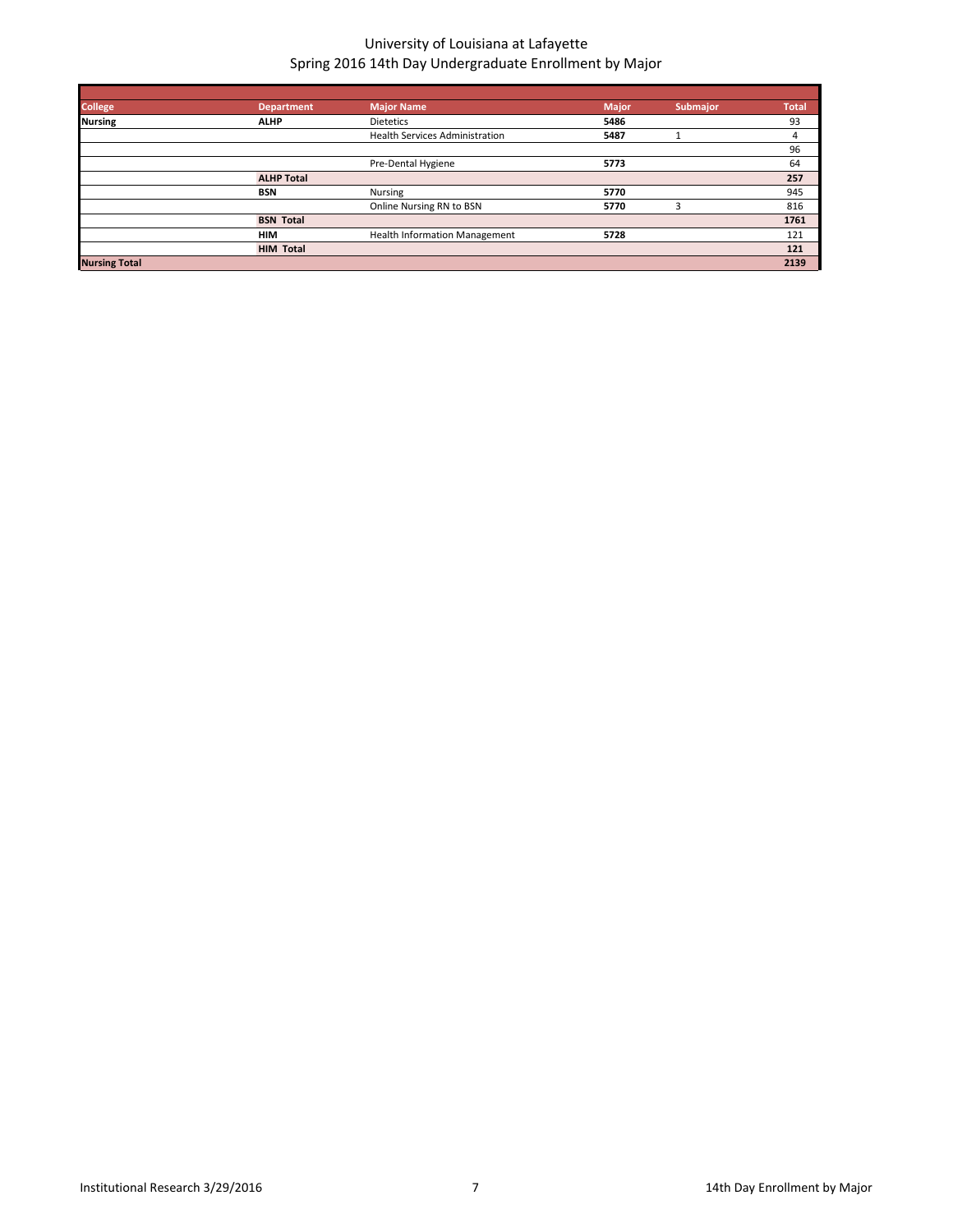# University of Louisiana at Lafayette
## Spring 2016 14th Day Undergraduate Enrollment by Major

| College | Department | Major Name | Major | Submajor | Total |
|---|---|---|---|---|---|
| **Nursing** | **ALHP** | Dietetics | **5486** | | 93 |
| | | Health Services Administration | **5487** | 1 | 4 |
| | | | | | 96 |
| | | Pre-Dental Hygiene | **5773** | | 64 |
| | **ALHP Total** | | | | **257** |
| | **BSN** | Nursing | **5770** | | 945 |
| | | Online Nursing RN to BSN | **5770** | 3 | 816 |
| | **BSN Total** | | | | **1761** |
| | **HIM** | Health Information Management | **5728** | | 121 |
| | **HIM Total** | | | | **121** |
| **Nursing Total** | | | | | **2139** |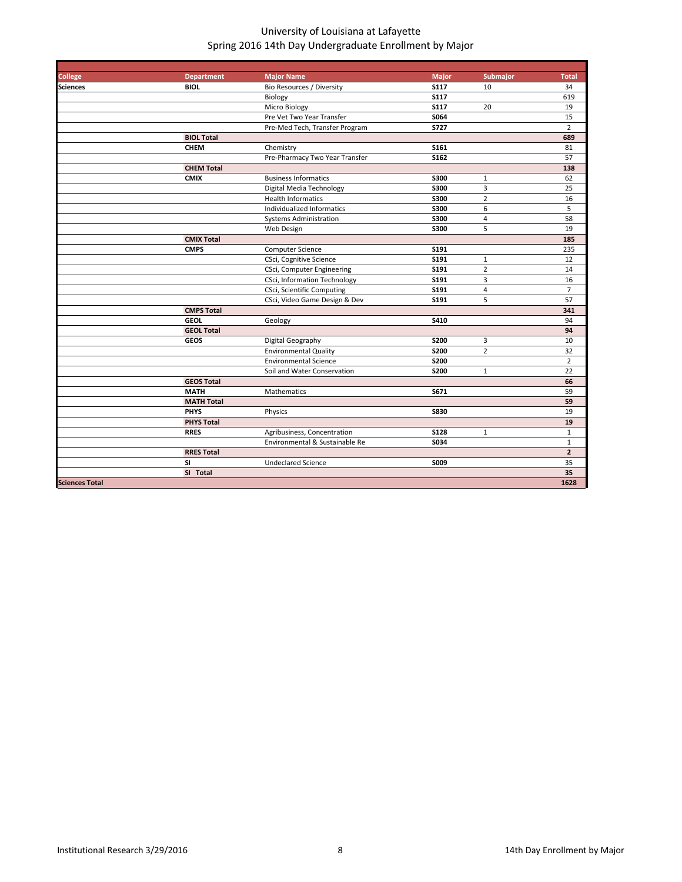# University of Louisiana at Lafayette
## Spring 2016 14th Day Undergraduate Enrollment by Major

| College | Department | Major Name | Major | Submajor | Total |
|---|---|---|---|---|---|
| **Sciences** | **BIOL** | Bio Resources / Diversity | **S117** | 10 | 34 |
| | | Biology | **S117** | | 619 |
| | | Micro Biology | **S117** | 20 | 19 |
| | | Pre Vet Two Year Transfer | **S064** | | 15 |
| | | Pre-Med Tech, Transfer Program | **S727** | | 2 |
| | **BIOL Total** | | | | **689** |
| | **CHEM** | Chemistry | **S161** | | 81 |
| | | Pre-Pharmacy Two Year Transfer | **S162** | | 57 |
| | **CHEM Total** | | | | **138** |
| | **CMIX** | Business Informatics | **S300** | 1 | 62 |
| | | Digital Media Technology | **S300** | 3 | 25 |
| | | Health Informatics | **S300** | 2 | 16 |
| | | Individualized Informatics | **S300** | 6 | 5 |
| | | Systems Administration | **S300** | 4 | 58 |
| | | Web Design | **S300** | 5 | 19 |
| | **CMIX Total** | | | | **185** |
| | **CMPS** | Computer Science | **S191** | | 235 |
| | | CSci, Cognitive Science | **S191** | 1 | 12 |
| | | CSci, Computer Engineering | **S191** | 2 | 14 |
| | | CSci, Information Technology | **S191** | 3 | 16 |
| | | CSci, Scientific Computing | **S191** | 4 | 7 |
| | | CSci, Video Game Design & Dev | **S191** | 5 | 57 |
| | **CMPS Total** | | | | **341** |
| | **GEOL** | Geology | **S410** | | 94 |
| | **GEOL Total** | | | | **94** |
| | **GEOS** | Digital Geography | **S200** | 3 | 10 |
| | | Environmental Quality | **S200** | 2 | 32 |
| | | Environmental Science | **S200** | | 2 |
| | | Soil and Water Conservation | **S200** | 1 | 22 |
| | **GEOS Total** | | | | **66** |
| | **MATH** | Mathematics | **S671** | | 59 |
| | **MATH Total** | | | | **59** |
| | **PHYS** | Physics | **S830** | | 19 |
| | **PHYS Total** | | | | **19** |
| | **RRES** | Agribusiness, Concentration | **S128** | 1 | 1 |
| | | Environmental & Sustainable Re | **S034** | | 1 |
| | **RRES Total** | | | | **2** |
| | **SI** | Undeclared Science | **S009** | | 35 |
| | **SI Total** | | | | **35** |
| **Sciences Total** | | | | | **1628** |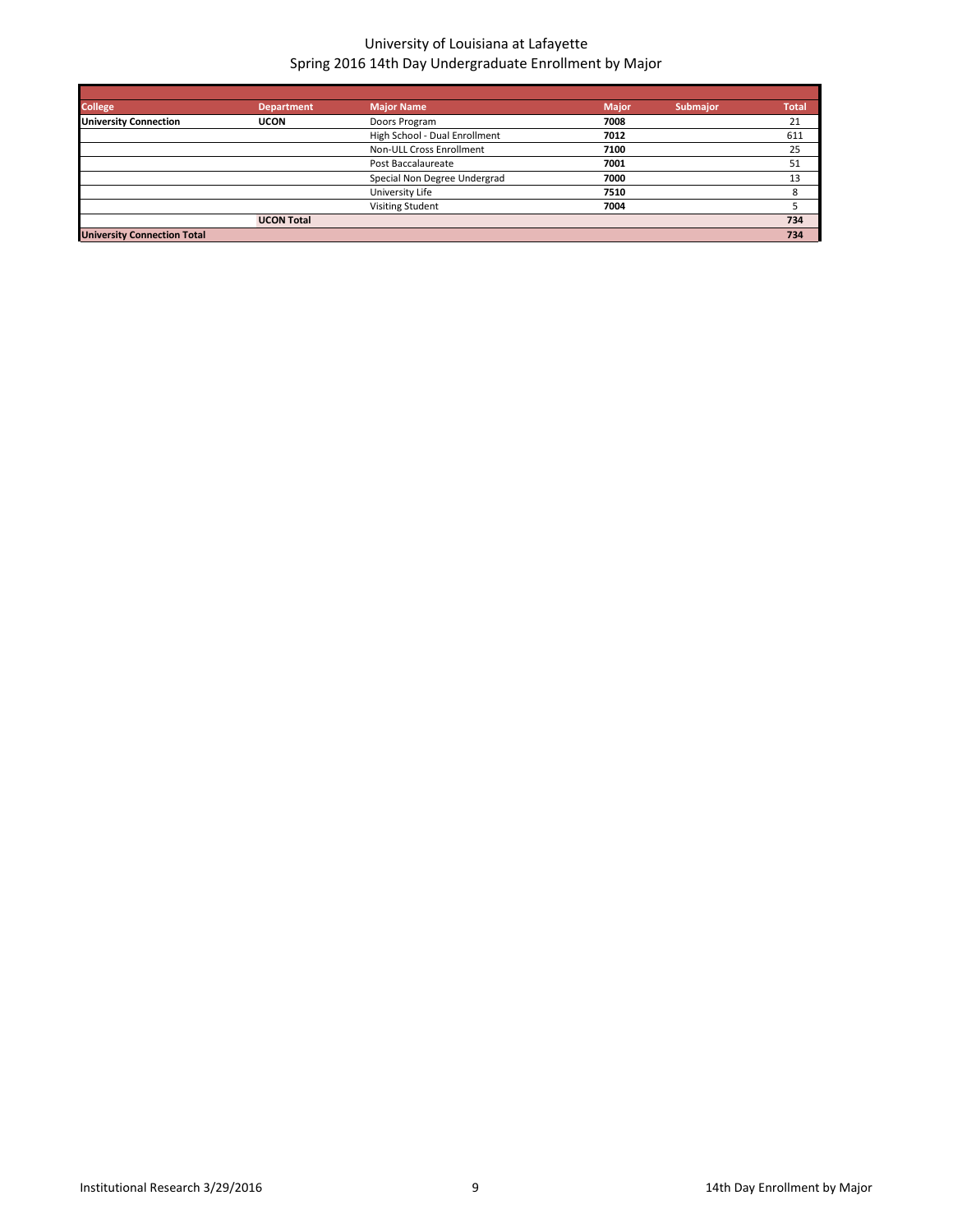University of Louisiana at Lafayette
Spring 2016 14th Day Undergraduate Enrollment by Major

| College | Department | Major Name | Major | Submajor | Total |
|---|---|---|---|---|---|
| **University Connection** | **UCON** | Doors Program | **7008** | | 21 |
| | | High School - Dual Enrollment | **7012** | | 611 |
| | | Non-ULL Cross Enrollment | **7100** | | 25 |
| | | Post Baccalaureate | **7001** | | 51 |
| | | Special Non Degree Undergrad | **7000** | | 13 |
| | | University Life | **7510** | | 8 |
| | | Visiting Student | **7004** | | 5 |
| | **UCON Total** | | | | **734** |
| **University Connection Total** | | | | | **734** |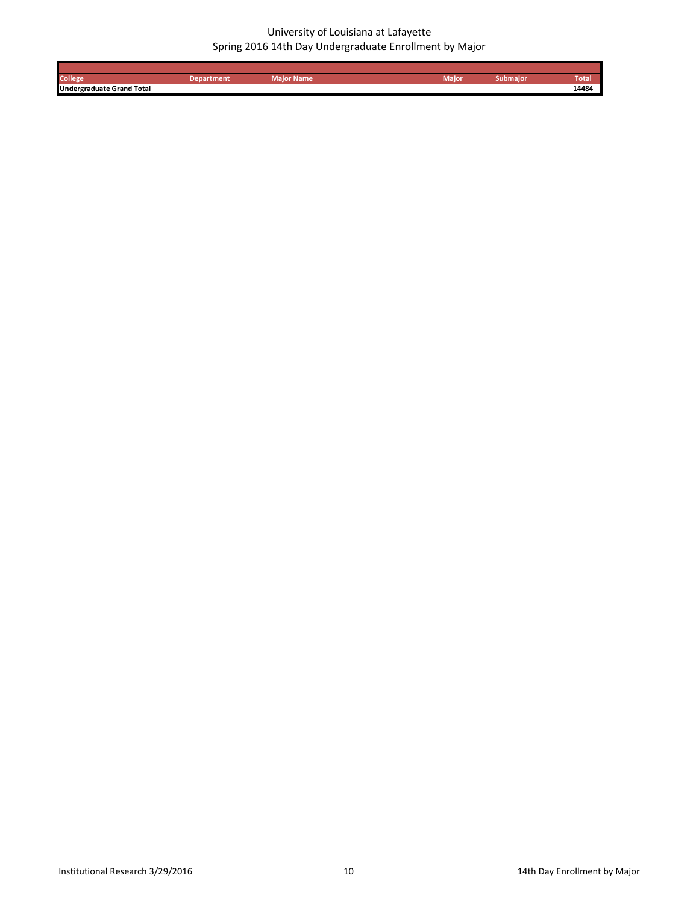University of Louisiana at Lafayette
Spring 2016 14th Day Undergraduate Enrollment by Major

| College | Department | Major Name | Major | Submajor | Total |
|---|---|---|---|---|---|
| **Undergraduate Grand Total** | | | | | **14484** |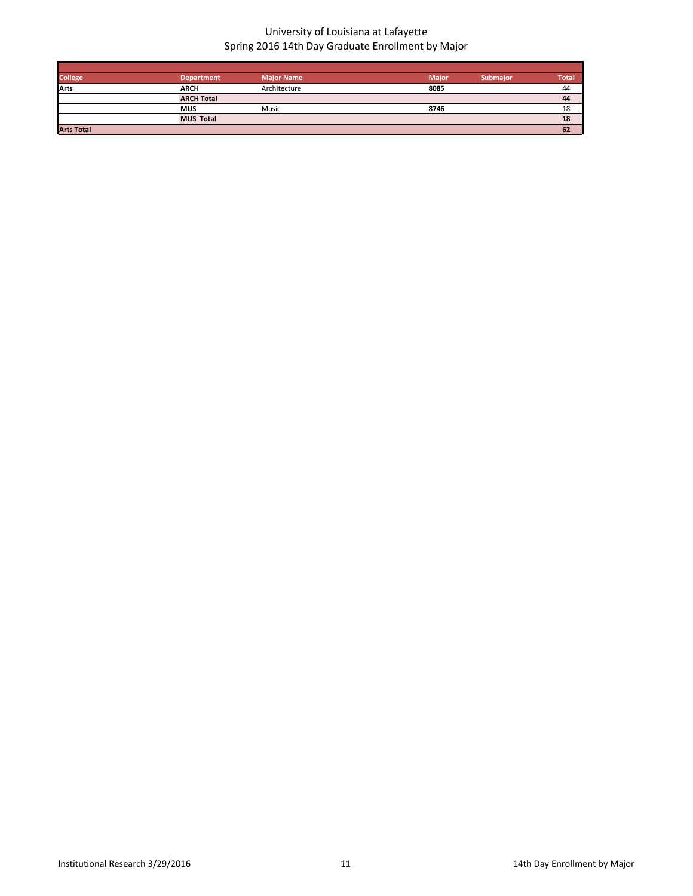# University of Louisiana at Lafayette
## Spring 2016 14th Day Graduate Enrollment by Major

| College | Department | Major Name | Major | Submajor | Total |
|---|---|---|---|---|---|
| **Arts** | **ARCH** | Architecture | **8085** | | 44 |
| | **ARCH Total** | | | | **44** |
| | **MUS** | Music | **8746** | | 18 |
| | **MUS Total** | | | | **18** |
| **Arts Total** | | | | | **62** |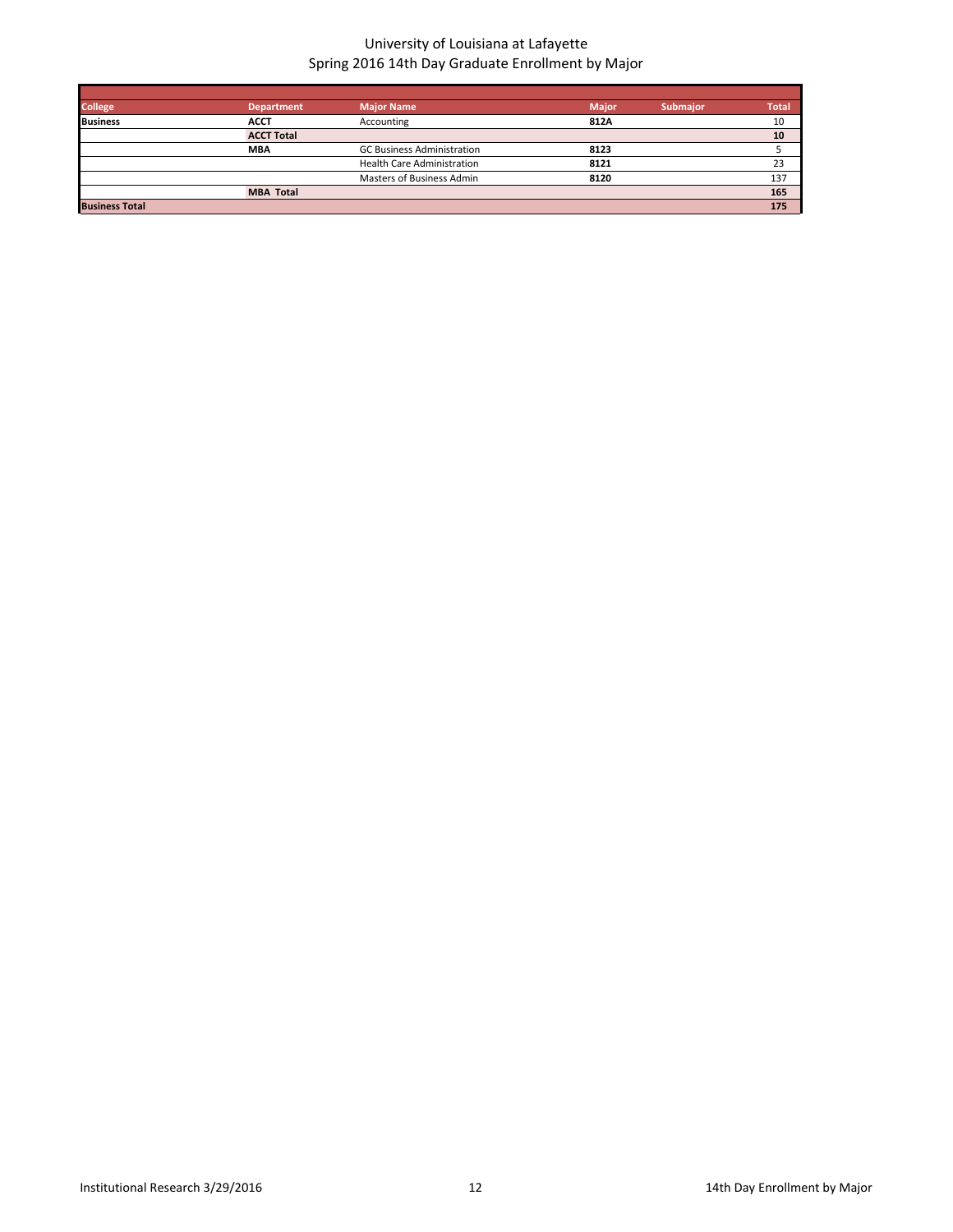# University of Louisiana at Lafayette
## Spring 2016 14th Day Graduate Enrollment by Major

| College | Department | Major Name | Major | Submajor | Total |
|---|---|---|---|---|---|
| **Business** | **ACCT** | Accounting | **812A** | | 10 |
| | **ACCT Total** | | | | **10** |
| | **MBA** | GC Business Administration | **8123** | | 5 |
| | | Health Care Administration | **8121** | | 23 |
| | | Masters of Business Admin | **8120** | | 137 |
| | **MBA Total** | | | | **165** |
| **Business Total** | | | | | **175** |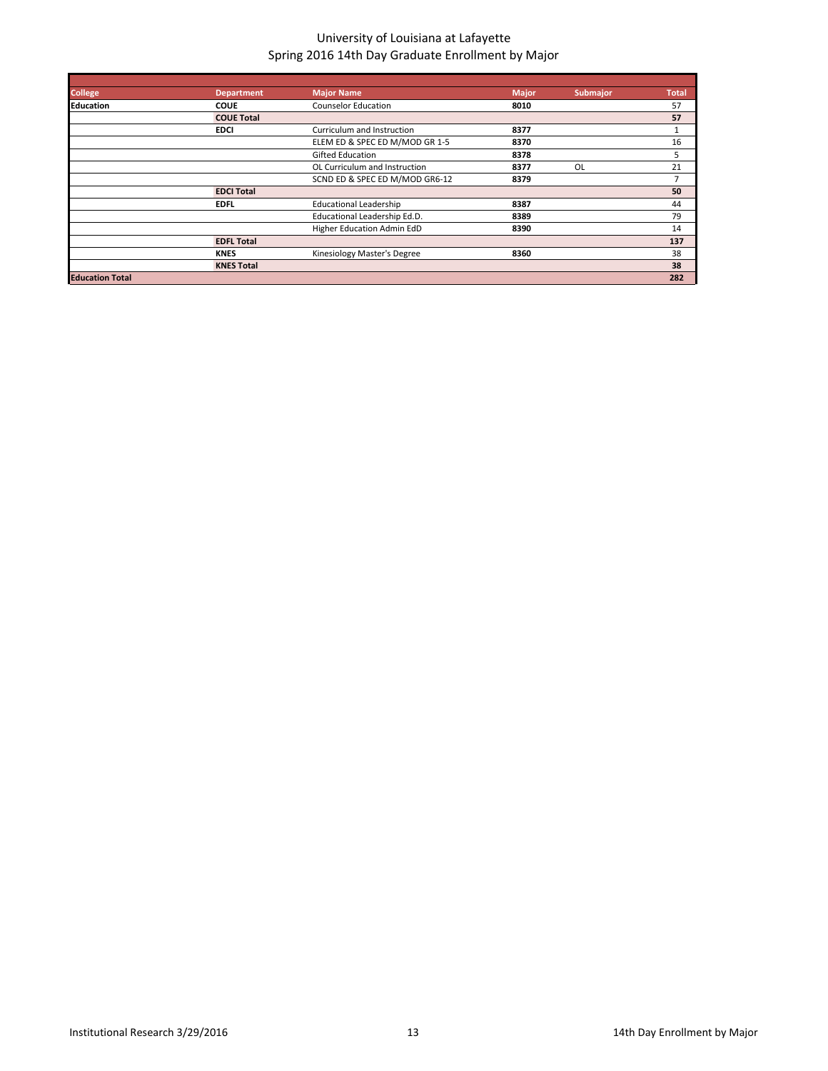# University of Louisiana at Lafayette
## Spring 2016 14th Day Graduate Enrollment by Major

| College | Department | Major Name | Major | Submajor | Total |
|---|---|---|---|---|---|
| **Education** | **COUE** | Counselor Education | **8010** | | 57 |
| | **COUE Total** | | | | **57** |
| | **EDCI** | Curriculum and Instruction | **8377** | | 1 |
| | | ELEM ED & SPEC ED M/MOD GR 1-5 | **8370** | | 16 |
| | | Gifted Education | **8378** | | 5 |
| | | OL Curriculum and Instruction | **8377** | OL | 21 |
| | | SCND ED & SPEC ED M/MOD GR6-12 | **8379** | | 7 |
| | **EDCI Total** | | | | **50** |
| | **EDFL** | Educational Leadership | **8387** | | 44 |
| | | Educational Leadership Ed.D. | **8389** | | 79 |
| | | Higher Education Admin EdD | **8390** | | 14 |
| | **EDFL Total** | | | | **137** |
| | **KNES** | Kinesiology Master's Degree | **8360** | | 38 |
| | **KNES Total** | | | | **38** |
| **Education Total** | | | | | **282** |

Institutional Research 3/29/2016 | 14th Day Enrollment by Major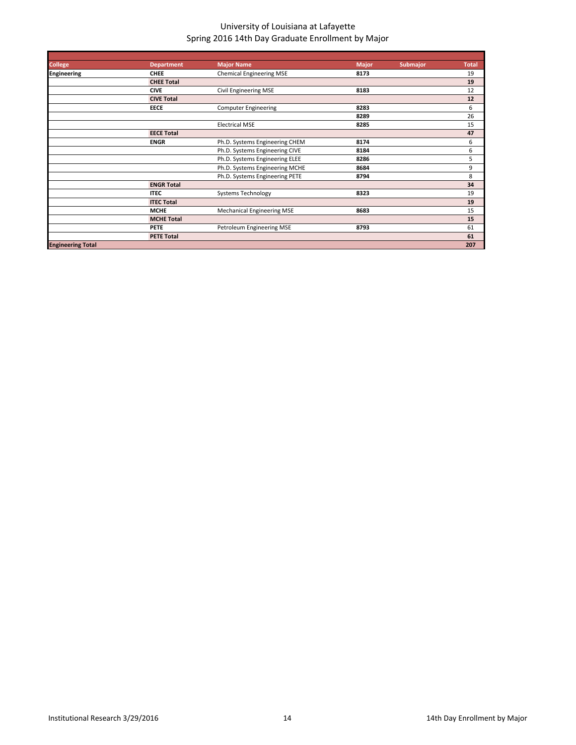# University of Louisiana at Lafayette
## Spring 2016 14th Day Graduate Enrollment by Major

| College | Department | Major Name | Major | Submajor | Total |
|---|---|---|---|---|---|
| **Engineering** | **CHEE** | Chemical Engineering MSE | **8173** | | 19 |
| | **CHEE Total** | | | | **19** |
| | **CIVE** | Civil Engineering MSE | **8183** | | 12 |
| | **CIVE Total** | | | | **12** |
| | **EECE** | Computer Engineering | **8283** | | 6 |
| | | | **8289** | | 26 |
| | | Electrical MSE | **8285** | | 15 |
| | **EECE Total** | | | | **47** |
| | **ENGR** | Ph.D. Systems Engineering CHEM | **8174** | | 6 |
| | | Ph.D. Systems Engineering CIVE | **8184** | | 6 |
| | | Ph.D. Systems Engineering ELEE | **8286** | | 5 |
| | | Ph.D. Systems Engineering MCHE | **8684** | | 9 |
| | | Ph.D. Systems Engineering PETE | **8794** | | 8 |
| | **ENGR Total** | | | | **34** |
| | **ITEC** | Systems Technology | **8323** | | 19 |
| | **ITEC Total** | | | | **19** |
| | **MCHE** | Mechanical Engineering MSE | **8683** | | 15 |
| | **MCHE Total** | | | | **15** |
| | **PETE** | Petroleum Engineering MSE | **8793** | | 61 |
| | **PETE Total** | | | | **61** |
| **Engineering Total** | | | | | **207** |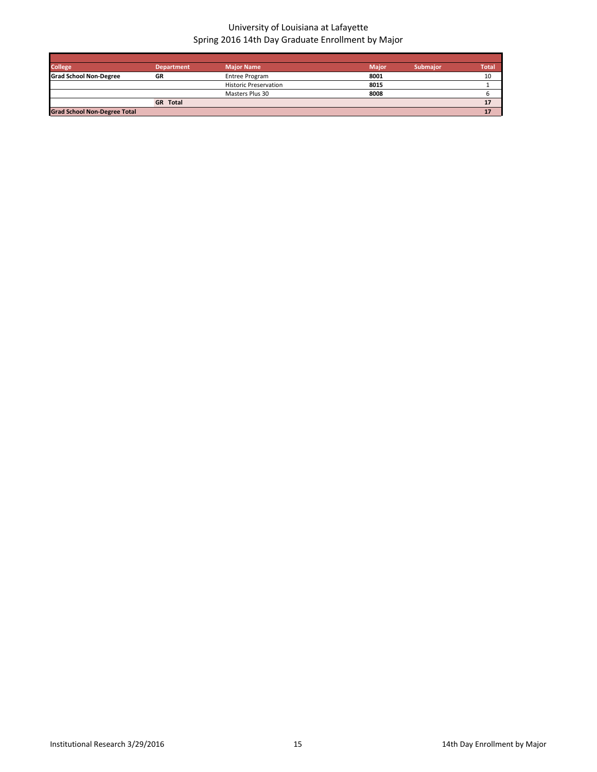University of Louisiana at Lafayette
Spring 2016 14th Day Graduate Enrollment by Major

| College | Department | Major Name | Major | Submajor | Total |
|---|---|---|---|---|---|
| **Grad School Non-Degree** | **GR** | Entree Program | **8001** | | 10 |
| | | Historic Preservation | **8015** | | 1 |
| | | Masters Plus 30 | **8008** | | 6 |
| | **GR Total** | | | | **17** |
| **Grad School Non-Degree Total** | | | | | **17** |

Institutional Research 3/29/2016

14th Day Enrollment by Major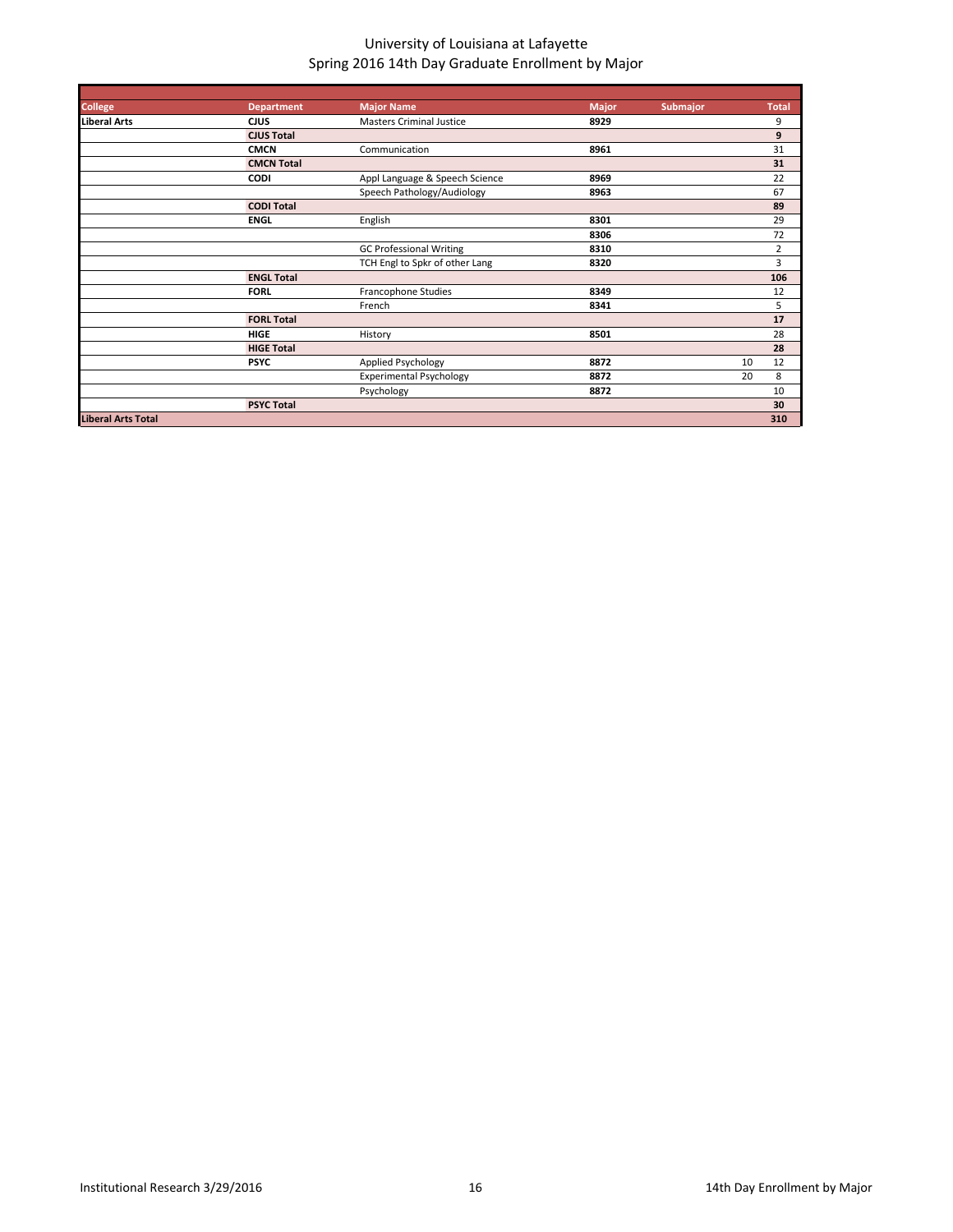# University of Louisiana at Lafayette
## Spring 2016 14th Day Graduate Enrollment by Major

| College | Department | Major Name | Major | Submajor | Total |
|---|---|---|---|---|---|
| **Liberal Arts** | **CJUS** | Masters Criminal Justice | **8929** | | 9 |
| | **CJUS Total** | | | | **9** |
| | **CMCN** | Communication | **8961** | | 31 |
| | **CMCN Total** | | | | **31** |
| | **CODI** | Appl Language & Speech Science | **8969** | | 22 |
| | | Speech Pathology/Audiology | **8963** | | 67 |
| | **CODI Total** | | | | **89** |
| | **ENGL** | English | **8301** | | 29 |
| | | | **8306** | | 72 |
| | | GC Professional Writing | **8310** | | 2 |
| | | TCH Engl to Spkr of other Lang | **8320** | | 3 |
| | **ENGL Total** | | | | **106** |
| | **FORL** | Francophone Studies | **8349** | | 12 |
| | | French | **8341** | | 5 |
| | **FORL Total** | | | | **17** |
| | **HIGE** | History | **8501** | | 28 |
| | **HIGE Total** | | | | **28** |
| | **PSYC** | Applied Psychology | **8872** | 10 | 12 |
| | | Experimental Psychology | **8872** | 20 | 8 |
| | | Psychology | **8872** | | 10 |
| | **PSYC Total** | | | | **30** |
| **Liberal Arts Total** | | | | | **310** |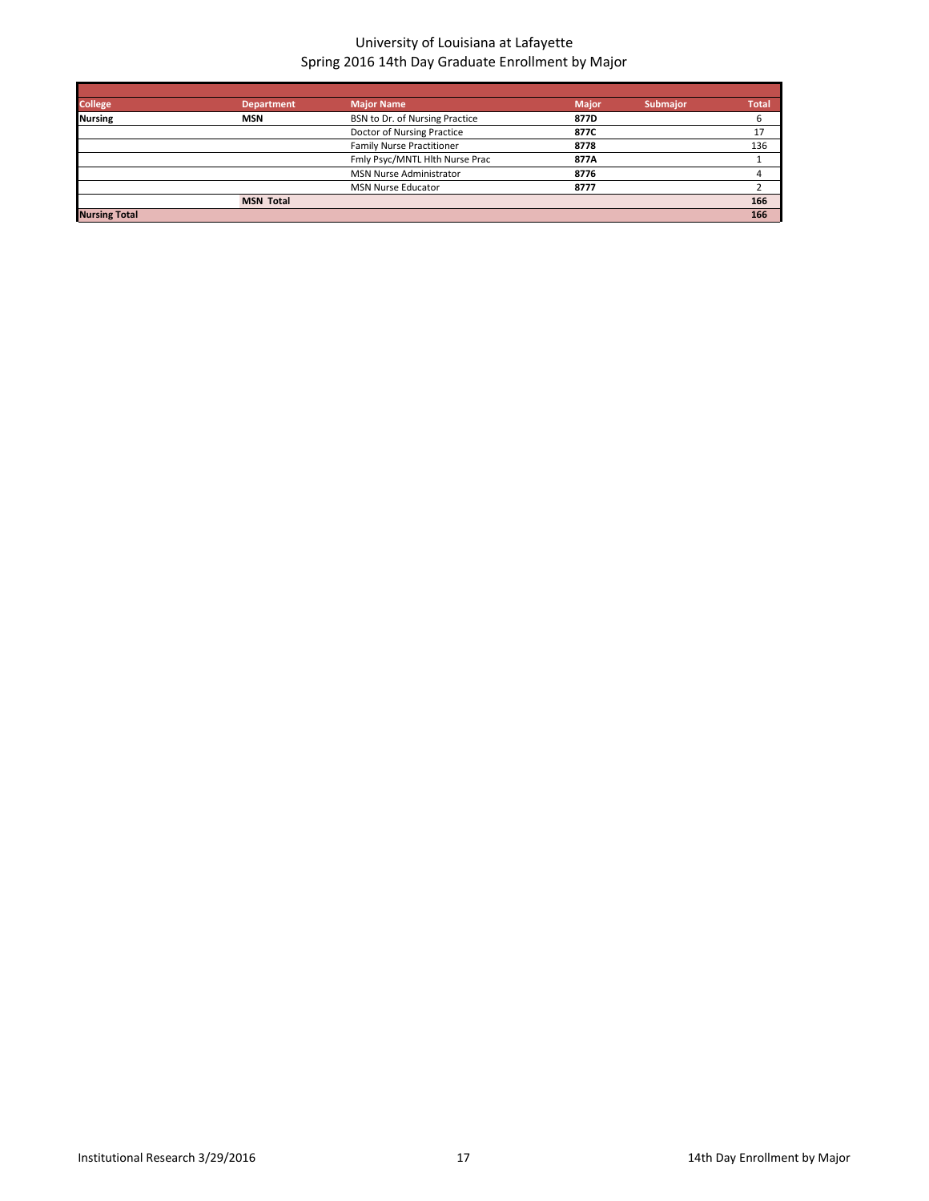# University of Louisiana at Lafayette
## Spring 2016 14th Day Graduate Enrollment by Major

| College | Department | Major Name | Major | Submajor | Total |
|---|---|---|---|---|---|
| **Nursing** | **MSN** | BSN to Dr. of Nursing Practice | **877D** | | 6 |
| | | Doctor of Nursing Practice | **877C** | | 17 |
| | | Family Nurse Practitioner | **8778** | | 136 |
| | | Fmly Psyc/MNTL Hlth Nurse Prac | **877A** | | 1 |
| | | MSN Nurse Administrator | **8776** | | 4 |
| | | MSN Nurse Educator | **8777** | | 2 |
| | **MSN Total** | | | | **166** |
| **Nursing Total** | | | | | **166** |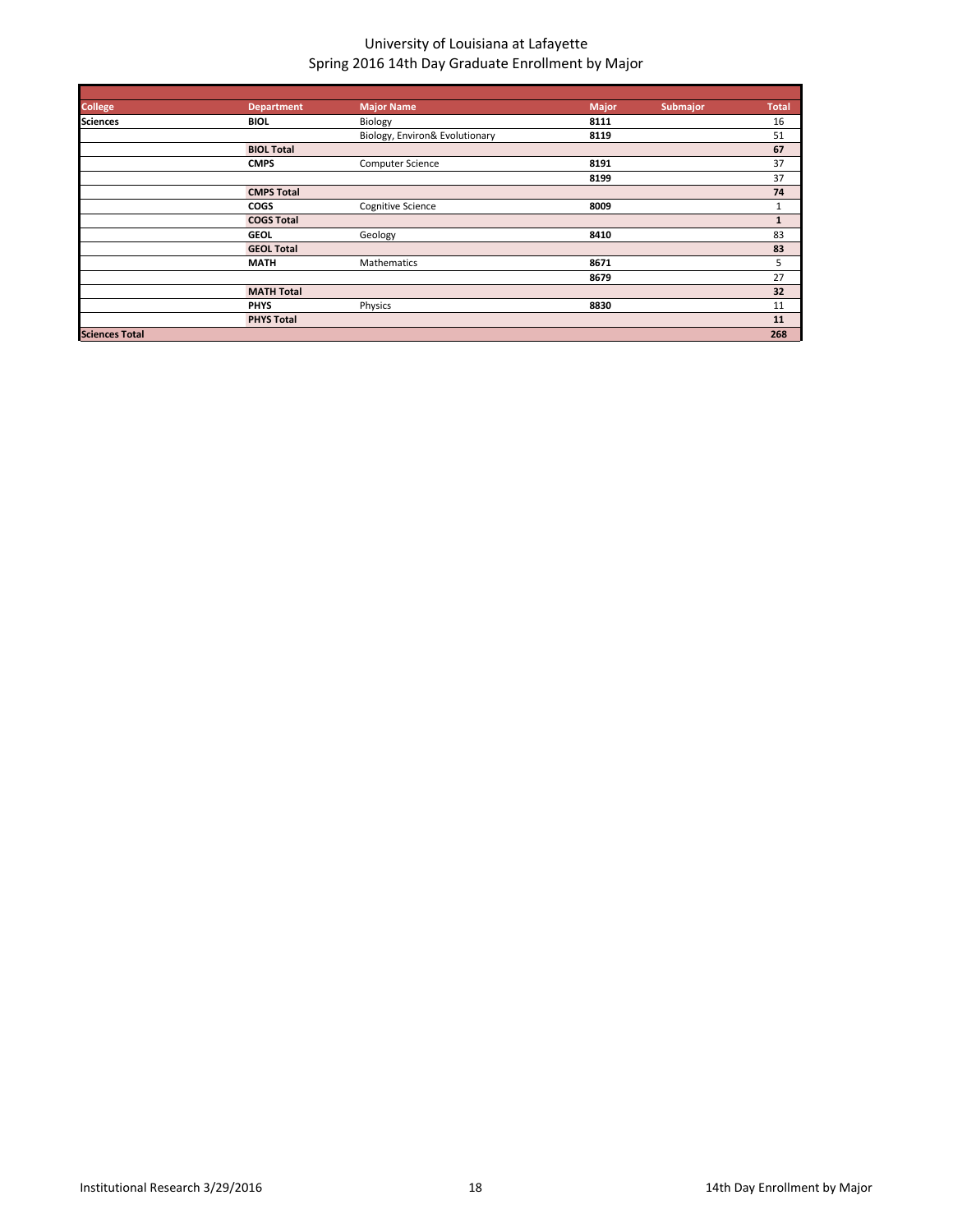University of Louisiana at Lafayette
Spring 2016 14th Day Graduate Enrollment by Major

| College | Department | Major Name | Major | Submajor | Total |
|---|---|---|---|---|---|
| **Sciences** | **BIOL** | Biology | **8111** | | 16 |
| | | Biology, Environ& Evolutionary | **8119** | | 51 |
| | **BIOL Total** | | | | **67** |
| | **CMPS** | Computer Science | **8191** | | 37 |
| | | | **8199** | | 37 |
| | **CMPS Total** | | | | **74** |
| | **COGS** | Cognitive Science | **8009** | | 1 |
| | **COGS Total** | | | | **1** |
| | **GEOL** | Geology | **8410** | | 83 |
| | **GEOL Total** | | | | **83** |
| | **MATH** | Mathematics | **8671** | | 5 |
| | | | **8679** | | 27 |
| | **MATH Total** | | | | **32** |
| | **PHYS** | Physics | **8830** | | 11 |
| | **PHYS Total** | | | | **11** |
| **Sciences Total** | | | | | **268** |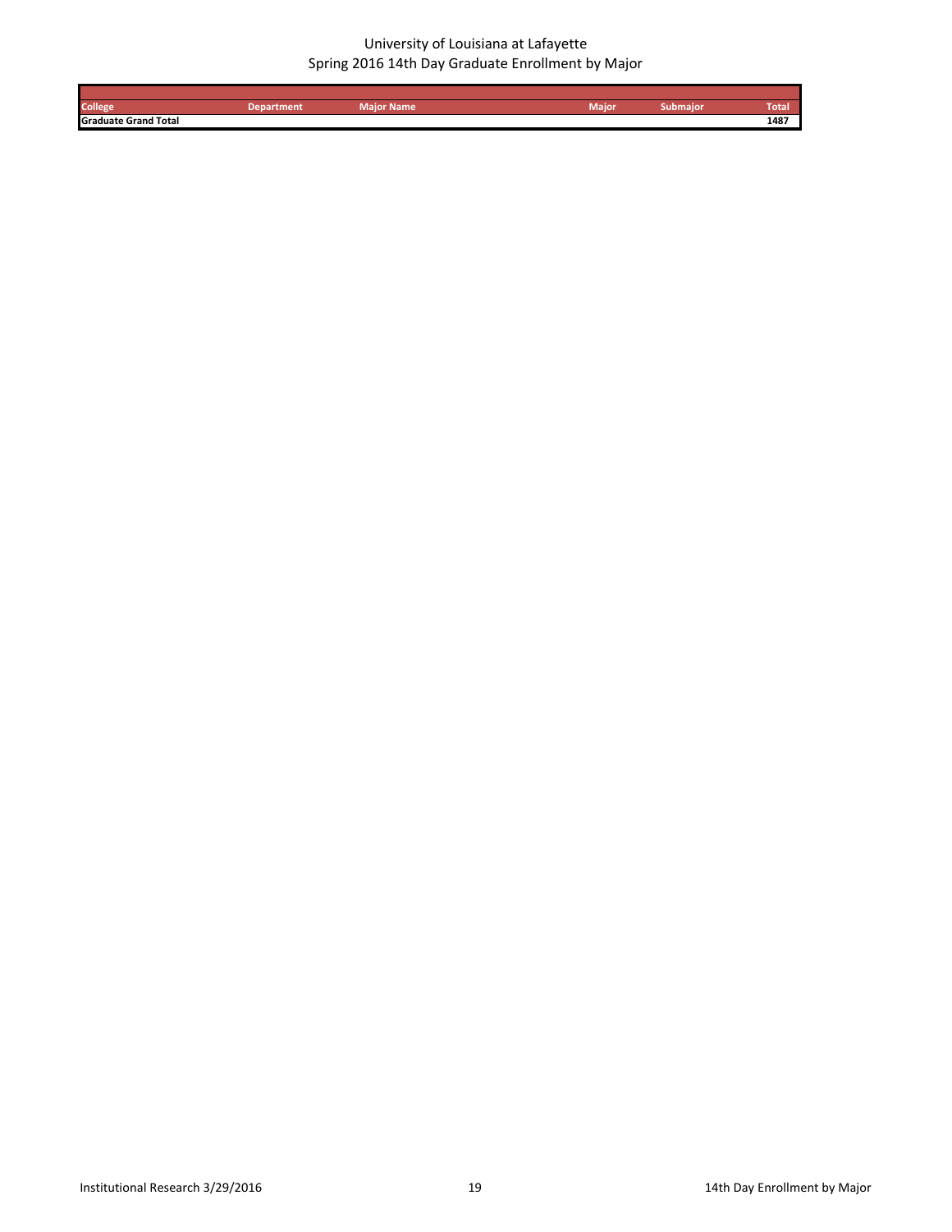University of Louisiana at Lafayette
Spring 2016 14th Day Graduate Enrollment by Major

| College | Department | Major Name | Major | Submajor | Total |
|---|---|---|---|---|---|
| **Graduate Grand Total** | | | | | **1487** |